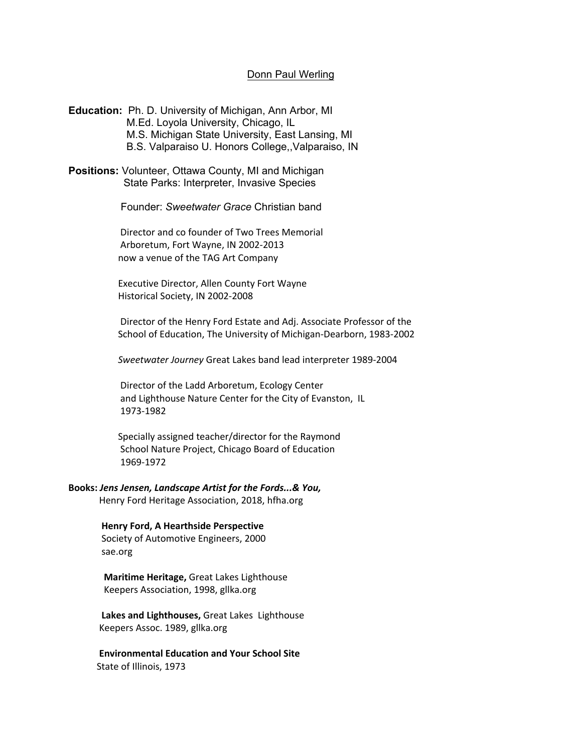Donn Paul Werling

**Education:** Ph. D. University of Michigan, Ann Arbor, MI
M.Ed. Loyola University, Chicago, IL
M.S. Michigan State University, East Lansing, MI
B.S. Valparaiso U. Honors College,,Valparaiso, IN

**Positions:** Volunteer, Ottawa County, MI and Michigan State Parks: Interpreter, Invasive Species

Founder: *Sweetwater Grace* Christian band

Director and co founder of Two Trees Memorial Arboretum, Fort Wayne, IN 2002-2013 now a venue of the TAG Art Company

Executive Director, Allen County Fort Wayne Historical Society, IN 2002-2008

Director of the Henry Ford Estate and Adj. Associate Professor of the School of Education, The University of Michigan-Dearborn, 1983-2002

*Sweetwater Journey* Great Lakes band lead interpreter 1989-2004

Director of the Ladd Arboretum, Ecology Center and Lighthouse Nature Center for the City of Evanston, IL 1973-1982

Specially assigned teacher/director for the Raymond School Nature Project, Chicago Board of Education 1969-1972

**Books:** ***Jens Jensen, Landscape Artist for the Fords...& You,*** Henry Ford Heritage Association, 2018, hfha.org

**Henry Ford, A Hearthside Perspective**
Society of Automotive Engineers, 2000
sae.org

**Maritime Heritage,** Great Lakes Lighthouse Keepers Association, 1998, gllka.org

**Lakes and Lighthouses,** Great Lakes Lighthouse Keepers Assoc. 1989, gllka.org

**Environmental Education and Your School Site**
State of Illinois, 1973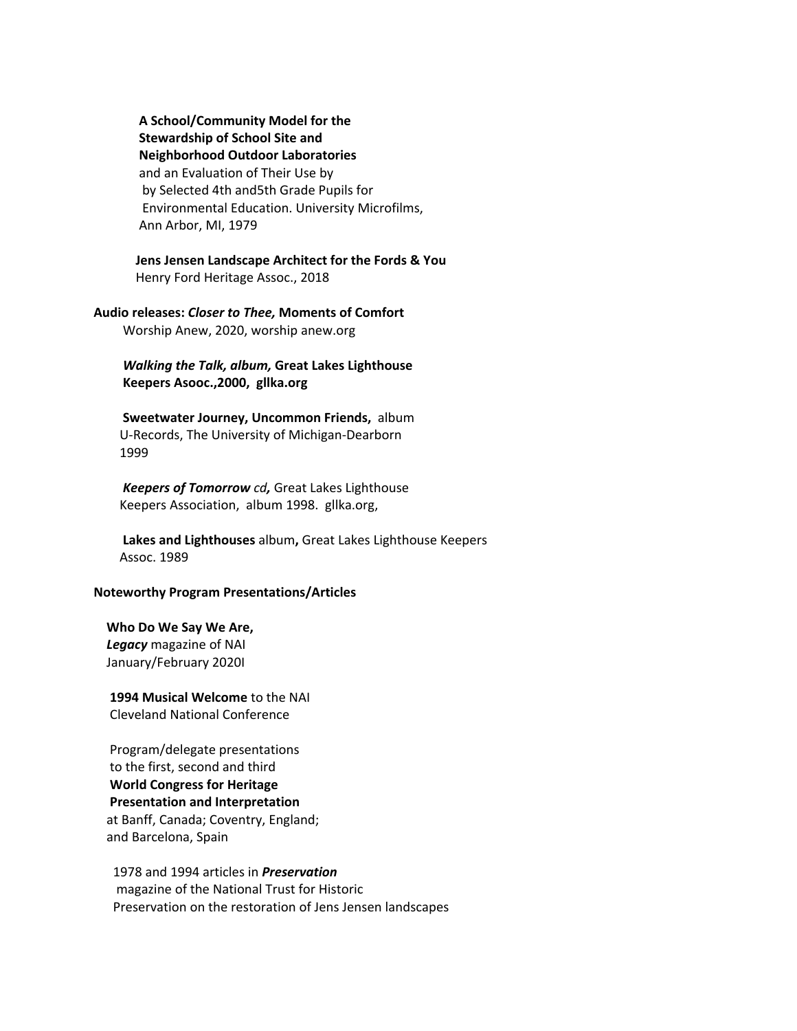**A School/Community Model for the Stewardship of School Site and Neighborhood Outdoor Laboratories** and an Evaluation of Their Use by by Selected 4th and5th Grade Pupils for Environmental Education. University Microfilms, Ann Arbor, MI, 1979

**Jens Jensen Landscape Architect for the Fords & You** Henry Ford Heritage Assoc., 2018

**Audio releases: *Closer to Thee,* Moments of Comfort** Worship Anew, 2020, worship anew.org

***Walking the Talk, album,* Great Lakes Lighthouse Keepers Asooc.,2000, gllka.org**

**Sweetwater Journey, Uncommon Friends,** album U-Records, The University of Michigan-Dearborn 1999

***Keepers of Tomorrow** cd,* Great Lakes Lighthouse Keepers Association, album 1998. gllka.org,

**Lakes and Lighthouses** album**,** Great Lakes Lighthouse Keepers Assoc. 1989

**Noteworthy Program Presentations/Articles**

**Who Do We Say We Are,**
***Legacy*** magazine of NAI January/February 2020I

**1994 Musical Welcome** to the NAI Cleveland National Conference

Program/delegate presentations to the first, second and third **World Congress for Heritage Presentation and Interpretation** at Banff, Canada; Coventry, England; and Barcelona, Spain

1978 and 1994 articles in ***Preservation*** magazine of the National Trust for Historic Preservation on the restoration of Jens Jensen landscapes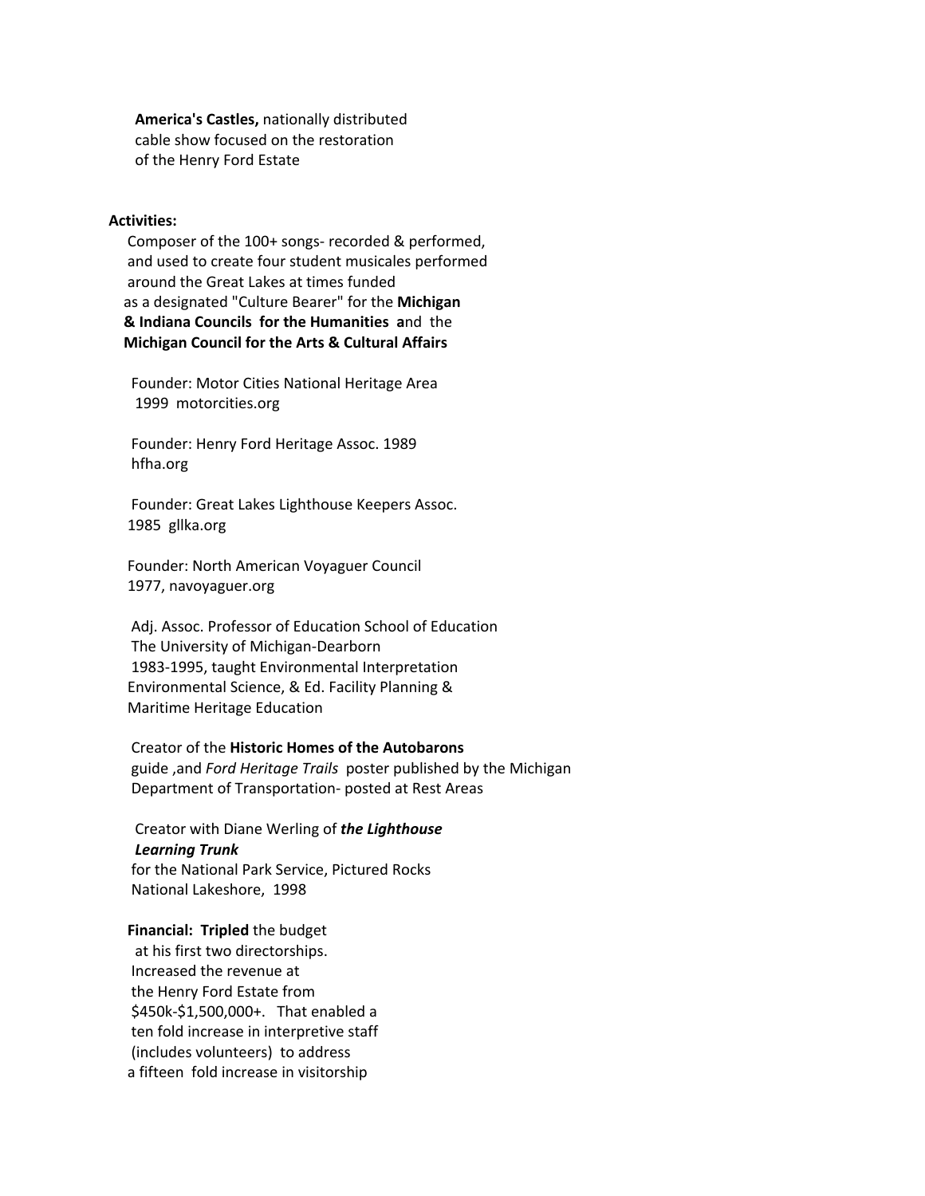**America's Castles,** nationally distributed cable show focused on the restoration of the Henry Ford Estate

**Activities:**

Composer of the 100+ songs- recorded & performed, and used to create four student musicales performed around the Great Lakes at times funded as a designated "Culture Bearer" for the **Michigan & Indiana Councils for the Humanities a**nd the **Michigan Council for the Arts & Cultural Affairs**

Founder: Motor Cities National Heritage Area 1999 motorcities.org

Founder: Henry Ford Heritage Assoc. 1989 hfha.org

Founder: Great Lakes Lighthouse Keepers Assoc. 1985 gllka.org

Founder: North American Voyaguer Council 1977, navoyaguer.org

Adj. Assoc. Professor of Education School of Education The University of Michigan-Dearborn 1983-1995, taught Environmental Interpretation Environmental Science, & Ed. Facility Planning & Maritime Heritage Education

Creator of the **Historic Homes of the Autobarons** guide ,and *Ford Heritage Trails* poster published by the Michigan Department of Transportation- posted at Rest Areas

Creator with Diane Werling of ***the Lighthouse Learning Trunk*** for the National Park Service, Pictured Rocks National Lakeshore, 1998

**Financial: Tripled** the budget at his first two directorships. Increased the revenue at the Henry Ford Estate from $450k-$1,500,000+. That enabled a ten fold increase in interpretive staff (includes volunteers) to address a fifteen fold increase in visitorship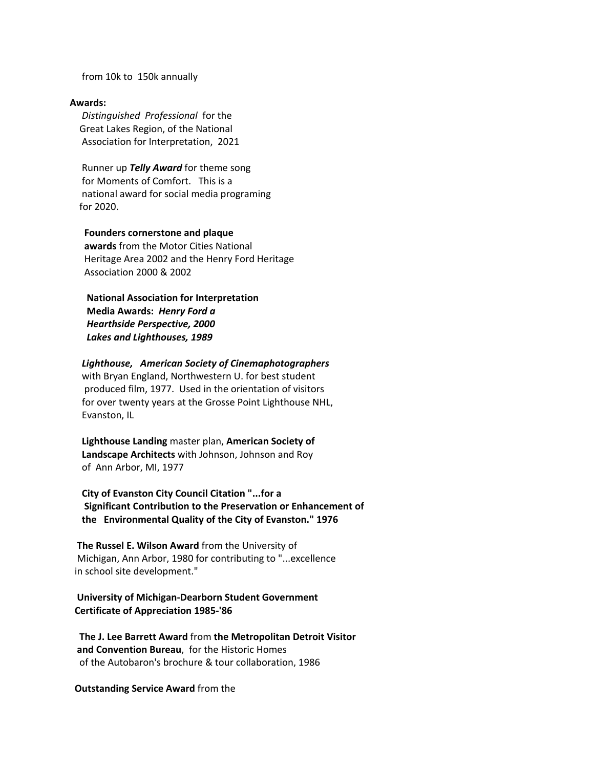from 10k to 150k annually

**Awards:**

*Distinguished Professional* for the Great Lakes Region, of the National Association for Interpretation, 2021

Runner up ***Telly Award*** for theme song for Moments of Comfort. This is a national award for social media programing for 2020.

**Founders cornerstone and plaque awards** from the Motor Cities National Heritage Area 2002 and the Henry Ford Heritage Association 2000 & 2002

**National Association for Interpretation Media Awards:** ***Henry Ford a Hearthside Perspective, 2000***
***Lakes and Lighthouses, 1989***

***Lighthouse, American Society of Cinemaphotographers*** with Bryan England, Northwestern U. for best student produced film, 1977. Used in the orientation of visitors for over twenty years at the Grosse Point Lighthouse NHL, Evanston, IL

**Lighthouse Landing** master plan, **American Society of Landscape Architects** with Johnson, Johnson and Roy of Ann Arbor, MI, 1977

**City of Evanston City Council Citation "...for a Significant Contribution to the Preservation or Enhancement of the Environmental Quality of the City of Evanston." 1976**

**The Russel E. Wilson Award** from the University of Michigan, Ann Arbor, 1980 for contributing to "...excellence in school site development."

**University of Michigan-Dearborn Student Government Certificate of Appreciation 1985-'86**

**The J. Lee Barrett Award** from **the Metropolitan Detroit Visitor and Convention Bureau**, for the Historic Homes of the Autobaron's brochure & tour collaboration, 1986

**Outstanding Service Award** from the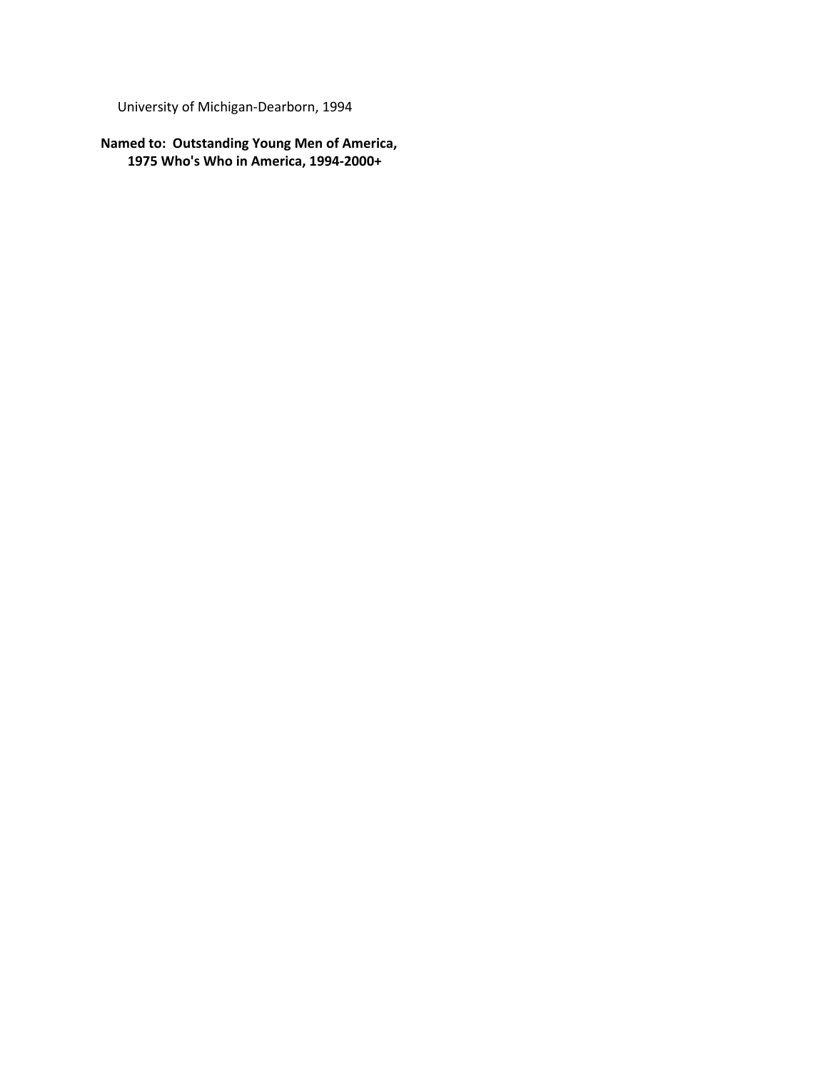University of Michigan-Dearborn, 1994

**Named to: Outstanding Young Men of America, 1975 Who's Who in America, 1994-2000+**